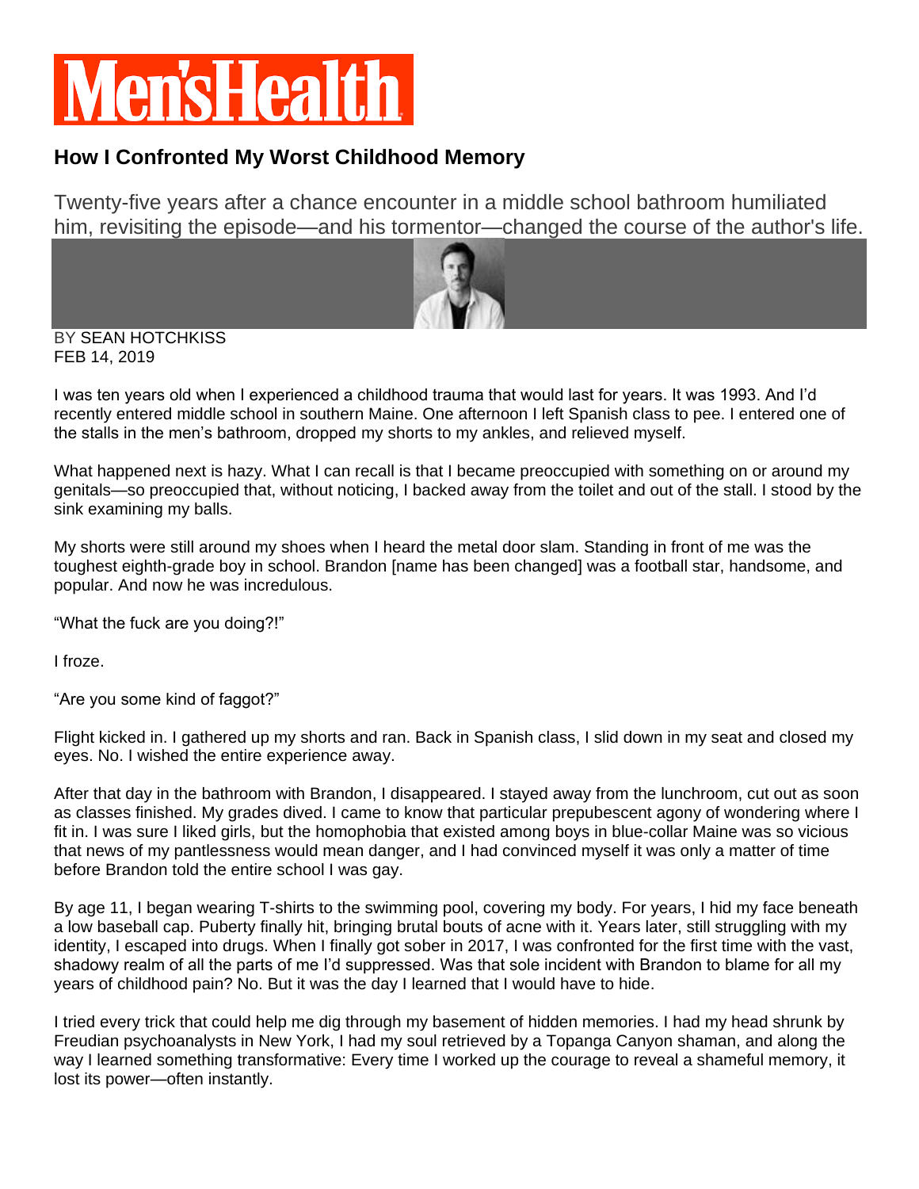# Men'sHealth

## How I Confronted My Worst Childhood Memory

Twenty-five years after a chance encounter in a middle school bathroom humiliated him, revisiting the episode—and his tormentor—changed the course of the author's life.

BY SEAN HOTCHKISS
FEB 14, 2019

I was ten years old when I experienced a childhood trauma that would last for years. It was 1993. And I'd recently entered middle school in southern Maine. One afternoon I left Spanish class to pee. I entered one of the stalls in the men's bathroom, dropped my shorts to my ankles, and relieved myself.

What happened next is hazy. What I can recall is that I became preoccupied with something on or around my genitals—so preoccupied that, without noticing, I backed away from the toilet and out of the stall. I stood by the sink examining my balls.

My shorts were still around my shoes when I heard the metal door slam. Standing in front of me was the toughest eighth-grade boy in school. Brandon [name has been changed] was a football star, handsome, and popular. And now he was incredulous.

"What the fuck are you doing?!"

I froze.

"Are you some kind of faggot?"

Flight kicked in. I gathered up my shorts and ran. Back in Spanish class, I slid down in my seat and closed my eyes. No. I wished the entire experience away.

After that day in the bathroom with Brandon, I disappeared. I stayed away from the lunchroom, cut out as soon as classes finished. My grades dived. I came to know that particular prepubescent agony of wondering where I fit in. I was sure I liked girls, but the homophobia that existed among boys in blue-collar Maine was so vicious that news of my pantlessness would mean danger, and I had convinced myself it was only a matter of time before Brandon told the entire school I was gay.

By age 11, I began wearing T-shirts to the swimming pool, covering my body. For years, I hid my face beneath a low baseball cap. Puberty finally hit, bringing brutal bouts of acne with it. Years later, still struggling with my identity, I escaped into drugs. When I finally got sober in 2017, I was confronted for the first time with the vast, shadowy realm of all the parts of me I'd suppressed. Was that sole incident with Brandon to blame for all my years of childhood pain? No. But it was the day I learned that I would have to hide.

I tried every trick that could help me dig through my basement of hidden memories. I had my head shrunk by Freudian psychoanalysts in New York, I had my soul retrieved by a Topanga Canyon shaman, and along the way I learned something transformative: Every time I worked up the courage to reveal a shameful memory, it lost its power—often instantly.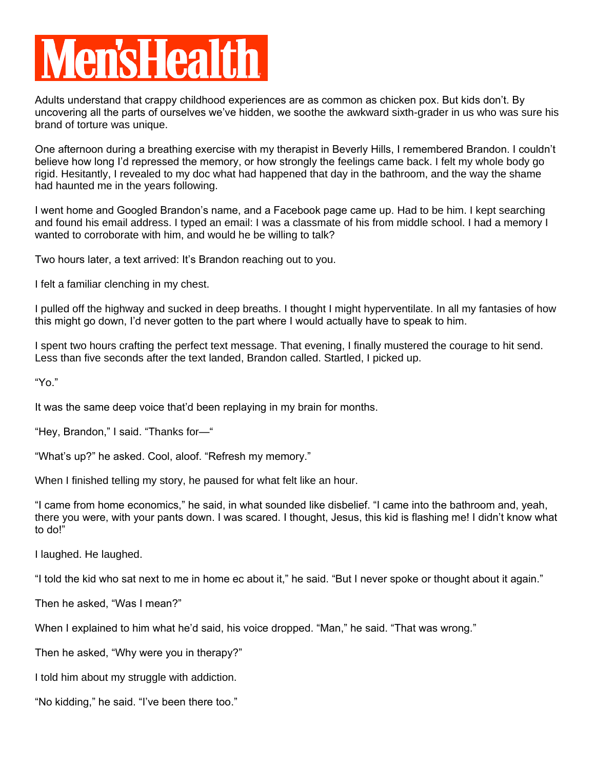Adults understand that crappy childhood experiences are as common as chicken pox. But kids don't. By uncovering all the parts of ourselves we've hidden, we soothe the awkward sixth-grader in us who was sure his brand of torture was unique.

One afternoon during a breathing exercise with my therapist in Beverly Hills, I remembered Brandon. I couldn't believe how long I'd repressed the memory, or how strongly the feelings came back. I felt my whole body go rigid. Hesitantly, I revealed to my doc what had happened that day in the bathroom, and the way the shame had haunted me in the years following.

I went home and Googled Brandon's name, and a Facebook page came up. Had to be him. I kept searching and found his email address. I typed an email: I was a classmate of his from middle school. I had a memory I wanted to corroborate with him, and would he be willing to talk?

Two hours later, a text arrived: It's Brandon reaching out to you.

I felt a familiar clenching in my chest.

I pulled off the highway and sucked in deep breaths. I thought I might hyperventilate. In all my fantasies of how this might go down, I'd never gotten to the part where I would actually have to speak to him.

I spent two hours crafting the perfect text message. That evening, I finally mustered the courage to hit send. Less than five seconds after the text landed, Brandon called. Startled, I picked up.

"Yo."

It was the same deep voice that'd been replaying in my brain for months.

"Hey, Brandon," I said. "Thanks for—"

"What's up?" he asked. Cool, aloof. "Refresh my memory."

When I finished telling my story, he paused for what felt like an hour.

"I came from home economics," he said, in what sounded like disbelief. "I came into the bathroom and, yeah, there you were, with your pants down. I was scared. I thought, Jesus, this kid is flashing me! I didn't know what to do!"

I laughed. He laughed.

"I told the kid who sat next to me in home ec about it," he said. "But I never spoke or thought about it again."

Then he asked, "Was I mean?"

When I explained to him what he'd said, his voice dropped. "Man," he said. "That was wrong."

Then he asked, "Why were you in therapy?"

I told him about my struggle with addiction.

"No kidding," he said. "I've been there too."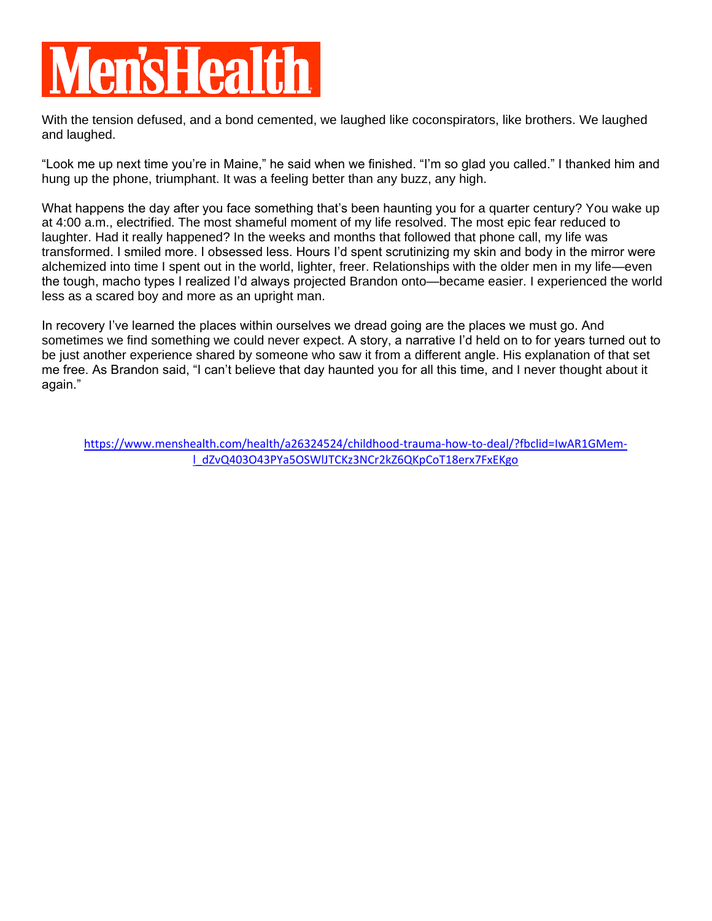# Men'sHealth

With the tension defused, and a bond cemented, we laughed like coconspirators, like brothers. We laughed and laughed.

"Look me up next time you're in Maine," he said when we finished. "I'm so glad you called." I thanked him and hung up the phone, triumphant. It was a feeling better than any buzz, any high.

What happens the day after you face something that's been haunting you for a quarter century? You wake up at 4:00 a.m., electrified. The most shameful moment of my life resolved. The most epic fear reduced to laughter. Had it really happened? In the weeks and months that followed that phone call, my life was transformed. I smiled more. I obsessed less. Hours I'd spent scrutinizing my skin and body in the mirror were alchemized into time I spent out in the world, lighter, freer. Relationships with the older men in my life—even the tough, macho types I realized I'd always projected Brandon onto—became easier. I experienced the world less as a scared boy and more as an upright man.

In recovery I've learned the places within ourselves we dread going are the places we must go. And sometimes we find something we could never expect. A story, a narrative I'd held on to for years turned out to be just another experience shared by someone who saw it from a different angle. His explanation of that set me free. As Brandon said, "I can't believe that day haunted you for all this time, and I never thought about it again."

https://www.menshealth.com/health/a26324524/childhood-trauma-how-to-deal/?fbclid=IwAR1GMem-l_dZvQ403O43PYa5OSWlJTCKz3NCr2kZ6QKpCoT18erx7FxEKgo